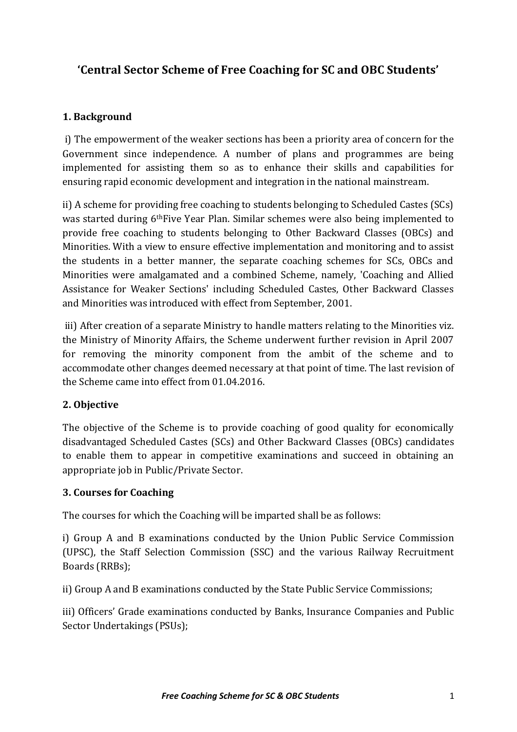# 'Central Sector Scheme of Free Coaching for SC and OBC Students'

## 1. Background

i) The empowerment of the weaker sections has been a priority area of concern for the Government since independence. A number of plans and programmes are being implemented for assisting them so as to enhance their skills and capabilities for ensuring rapid economic development and integration in the national mainstream.

ii) A scheme for providing free coaching to students belonging to Scheduled Castes (SCs) was started during 6th Five Year Plan. Similar schemes were also being implemented to provide free coaching to students belonging to Other Backward Classes (OBCs) and Minorities. With a view to ensure effective implementation and monitoring and to assist the students in a better manner, the separate coaching schemes for SCs, OBCs and Minorities were amalgamated and a combined Scheme, namely, 'Coaching and Allied Assistance for Weaker Sections' including Scheduled Castes, Other Backward Classes and Minorities was introduced with effect from September, 2001.

iii) After creation of a separate Ministry to handle matters relating to the Minorities viz. the Ministry of Minority Affairs, the Scheme underwent further revision in April 2007 for removing the minority component from the ambit of the scheme and to accommodate other changes deemed necessary at that point of time. The last revision of the Scheme came into effect from 01.04.2016.

## 2. Objective

The objective of the Scheme is to provide coaching of good quality for economically disadvantaged Scheduled Castes (SCs) and Other Backward Classes (OBCs) candidates to enable them to appear in competitive examinations and succeed in obtaining an appropriate job in Public/Private Sector.

## 3. Courses for Coaching

The courses for which the Coaching will be imparted shall be as follows:

i) Group A and B examinations conducted by the Union Public Service Commission (UPSC), the Staff Selection Commission (SSC) and the various Railway Recruitment Boards (RRBs);

ii) Group A and B examinations conducted by the State Public Service Commissions;

iii) Officers' Grade examinations conducted by Banks, Insurance Companies and Public Sector Undertakings (PSUs);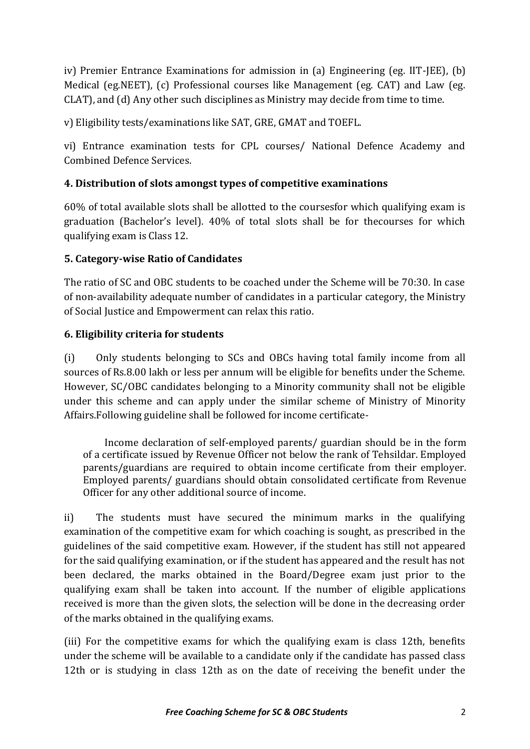iv) Premier Entrance Examinations for admission in (a) Engineering (eg. IIT-JEE), (b) Medical (eg.NEET), (c) Professional courses like Management (eg. CAT) and Law (eg. CLAT), and (d) Any other such disciplines as Ministry may decide from time to time.

v) Eligibility tests/examinations like SAT, GRE, GMAT and TOEFL.

vi) Entrance examination tests for CPL courses/ National Defence Academy and Combined Defence Services.

**4. Distribution of slots amongst types of competitive examinations**

60% of total available slots shall be allotted to the coursesfor which qualifying exam is graduation (Bachelor's level). 40% of total slots shall be for thecourses for which qualifying exam is Class 12.

**5. Category-wise Ratio of Candidates**

The ratio of SC and OBC students to be coached under the Scheme will be 70:30. In case of non-availability adequate number of candidates in a particular category, the Ministry of Social Justice and Empowerment can relax this ratio.

**6. Eligibility criteria for students**

(i) Only students belonging to SCs and OBCs having total family income from all sources of Rs.8.00 lakh or less per annum will be eligible for benefits under the Scheme. However, SC/OBC candidates belonging to a Minority community shall not be eligible under this scheme and can apply under the similar scheme of Ministry of Minority Affairs.Following guideline shall be followed for income certificate-

> Income declaration of self-employed parents/ guardian should be in the form of a certificate issued by Revenue Officer not below the rank of Tehsildar. Employed parents/guardians are required to obtain income certificate from their employer. Employed parents/ guardians should obtain consolidated certificate from Revenue Officer for any other additional source of income.

ii) The students must have secured the minimum marks in the qualifying examination of the competitive exam for which coaching is sought, as prescribed in the guidelines of the said competitive exam. However, if the student has still not appeared for the said qualifying examination, or if the student has appeared and the result has not been declared, the marks obtained in the Board/Degree exam just prior to the qualifying exam shall be taken into account. If the number of eligible applications received is more than the given slots, the selection will be done in the decreasing order of the marks obtained in the qualifying exams.

(iii) For the competitive exams for which the qualifying exam is class 12th, benefits under the scheme will be available to a candidate only if the candidate has passed class 12th or is studying in class 12th as on the date of receiving the benefit under the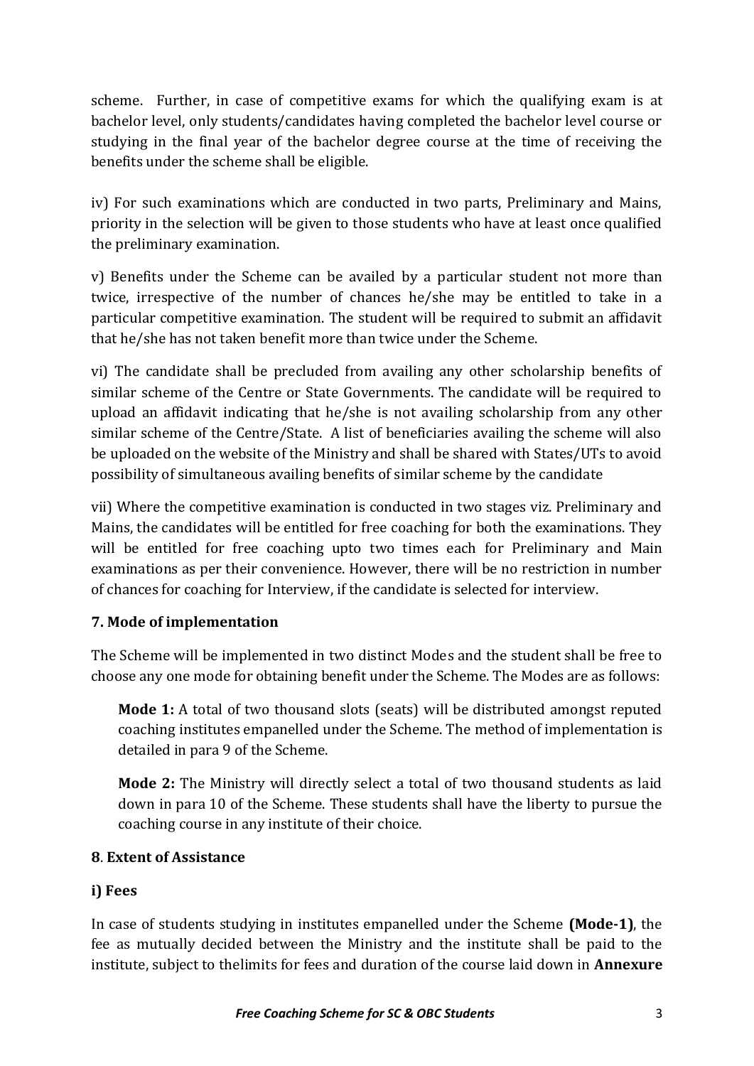scheme. Further, in case of competitive exams for which the qualifying exam is at bachelor level, only students/candidates having completed the bachelor level course or studying in the final year of the bachelor degree course at the time of receiving the benefits under the scheme shall be eligible.

iv) For such examinations which are conducted in two parts, Preliminary and Mains, priority in the selection will be given to those students who have at least once qualified the preliminary examination.

v) Benefits under the Scheme can be availed by a particular student not more than twice, irrespective of the number of chances he/she may be entitled to take in a particular competitive examination. The student will be required to submit an affidavit that he/she has not taken benefit more than twice under the Scheme.

vi) The candidate shall be precluded from availing any other scholarship benefits of similar scheme of the Centre or State Governments. The candidate will be required to upload an affidavit indicating that he/she is not availing scholarship from any other similar scheme of the Centre/State. A list of beneficiaries availing the scheme will also be uploaded on the website of the Ministry and shall be shared with States/UTs to avoid possibility of simultaneous availing benefits of similar scheme by the candidate

vii) Where the competitive examination is conducted in two stages viz. Preliminary and Mains, the candidates will be entitled for free coaching for both the examinations. They will be entitled for free coaching upto two times each for Preliminary and Main examinations as per their convenience. However, there will be no restriction in number of chances for coaching for Interview, if the candidate is selected for interview.

**7. Mode of implementation**

The Scheme will be implemented in two distinct Modes and the student shall be free to choose any one mode for obtaining benefit under the Scheme. The Modes are as follows:

**Mode 1:** A total of two thousand slots (seats) will be distributed amongst reputed coaching institutes empanelled under the Scheme. The method of implementation is detailed in para 9 of the Scheme.

**Mode 2:** The Ministry will directly select a total of two thousand students as laid down in para 10 of the Scheme. These students shall have the liberty to pursue the coaching course in any institute of their choice.

**8. Extent of Assistance**

**i) Fees**

In case of students studying in institutes empanelled under the Scheme **(Mode-1)**, the fee as mutually decided between the Ministry and the institute shall be paid to the institute, subject to thelimits for fees and duration of the course laid down in **Annexure**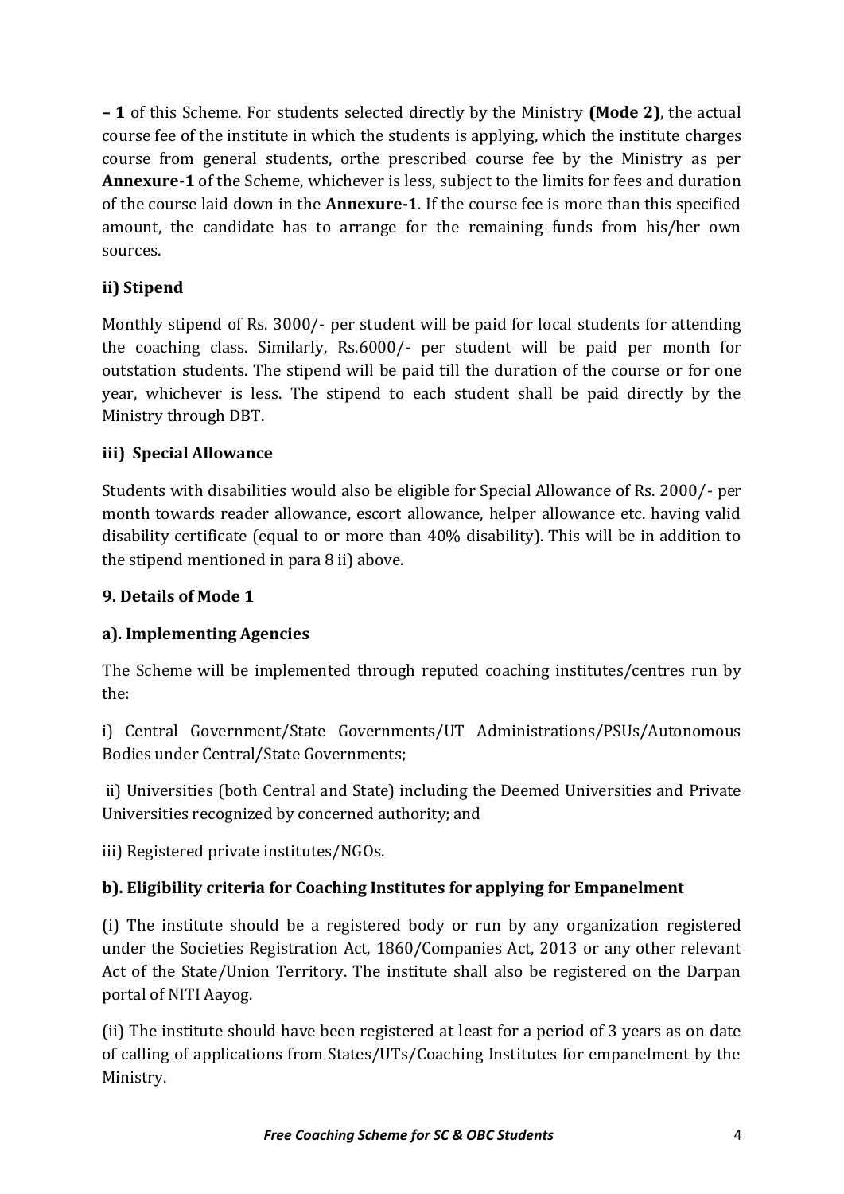**– 1** of this Scheme. For students selected directly by the Ministry **(Mode 2)**, the actual course fee of the institute in which the students is applying, which the institute charges course from general students, orthe prescribed course fee by the Ministry as per **Annexure-1** of the Scheme, whichever is less, subject to the limits for fees and duration of the course laid down in the **Annexure-1**. If the course fee is more than this specified amount, the candidate has to arrange for the remaining funds from his/her own sources.

**ii) Stipend**

Monthly stipend of Rs. 3000/- per student will be paid for local students for attending the coaching class. Similarly, Rs.6000/- per student will be paid per month for outstation students. The stipend will be paid till the duration of the course or for one year, whichever is less. The stipend to each student shall be paid directly by the Ministry through DBT.

**iii) Special Allowance**

Students with disabilities would also be eligible for Special Allowance of Rs. 2000/- per month towards reader allowance, escort allowance, helper allowance etc. having valid disability certificate (equal to or more than 40% disability). This will be in addition to the stipend mentioned in para 8 ii) above.

**9. Details of Mode 1**

**a). Implementing Agencies**

The Scheme will be implemented through reputed coaching institutes/centres run by the:

i) Central Government/State Governments/UT Administrations/PSUs/Autonomous Bodies under Central/State Governments;

ii) Universities (both Central and State) including the Deemed Universities and Private Universities recognized by concerned authority; and

iii) Registered private institutes/NGOs.

**b). Eligibility criteria for Coaching Institutes for applying for Empanelment**

(i) The institute should be a registered body or run by any organization registered under the Societies Registration Act, 1860/Companies Act, 2013 or any other relevant Act of the State/Union Territory. The institute shall also be registered on the Darpan portal of NITI Aayog.

(ii) The institute should have been registered at least for a period of 3 years as on date of calling of applications from States/UTs/Coaching Institutes for empanelment by the Ministry.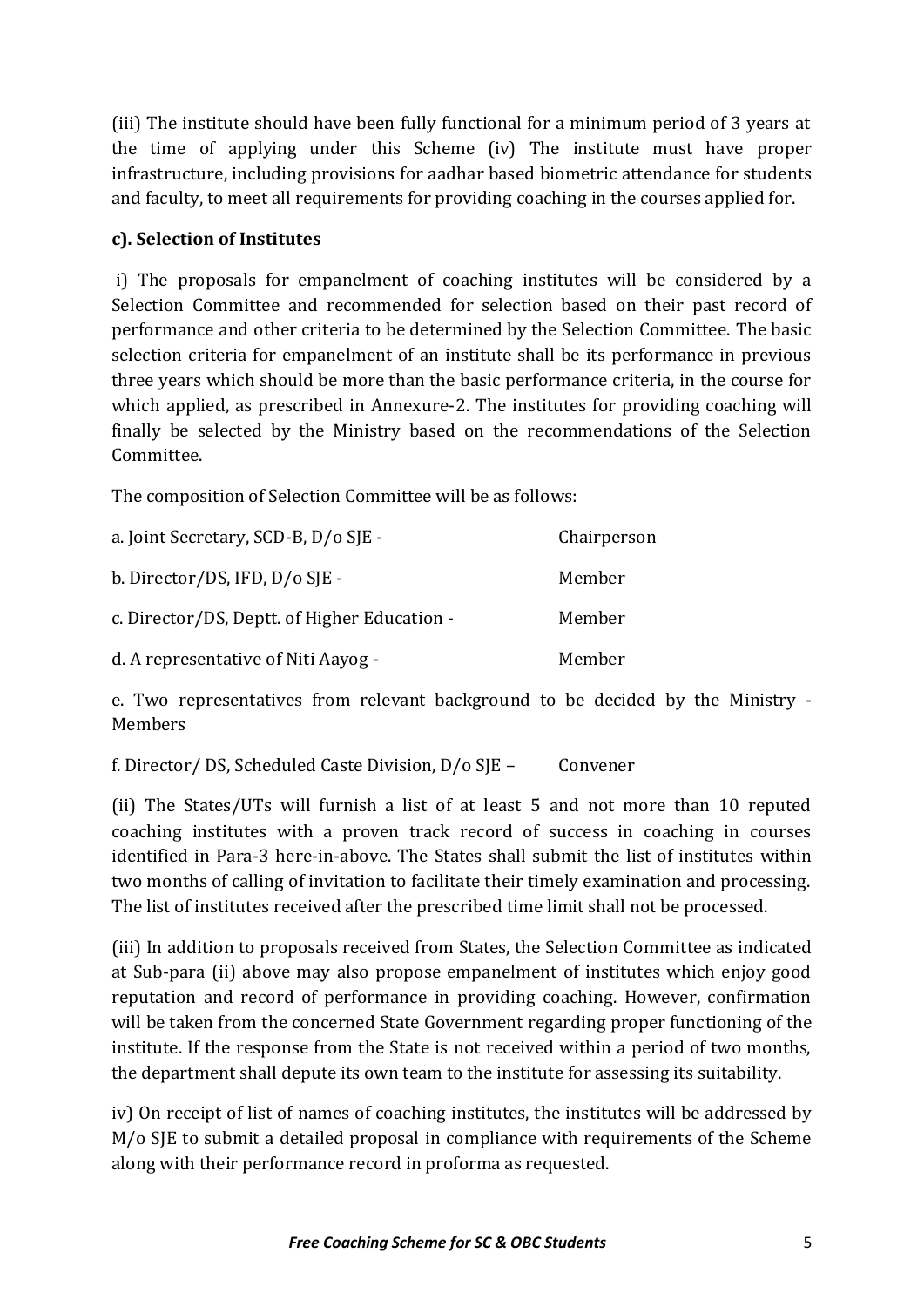(iii) The institute should have been fully functional for a minimum period of 3 years at the time of applying under this Scheme (iv) The institute must have proper infrastructure, including provisions for aadhar based biometric attendance for students and faculty, to meet all requirements for providing coaching in the courses applied for.

**c). Selection of Institutes**

i) The proposals for empanelment of coaching institutes will be considered by a Selection Committee and recommended for selection based on their past record of performance and other criteria to be determined by the Selection Committee. The basic selection criteria for empanelment of an institute shall be its performance in previous three years which should be more than the basic performance criteria, in the course for which applied, as prescribed in Annexure-2. The institutes for providing coaching will finally be selected by the Ministry based on the recommendations of the Selection Committee.

The composition of Selection Committee will be as follows:

a. Joint Secretary, SCD-B, D/o SJE - Chairperson

b. Director/DS, IFD, D/o SJE - Member

c. Director/DS, Deptt. of Higher Education - Member

d. A representative of Niti Aayog - Member

e. Two representatives from relevant background to be decided by the Ministry - Members

f. Director/ DS, Scheduled Caste Division, D/o SJE – Convener

(ii) The States/UTs will furnish a list of at least 5 and not more than 10 reputed coaching institutes with a proven track record of success in coaching in courses identified in Para-3 here-in-above. The States shall submit the list of institutes within two months of calling of invitation to facilitate their timely examination and processing. The list of institutes received after the prescribed time limit shall not be processed.

(iii) In addition to proposals received from States, the Selection Committee as indicated at Sub-para (ii) above may also propose empanelment of institutes which enjoy good reputation and record of performance in providing coaching. However, confirmation will be taken from the concerned State Government regarding proper functioning of the institute. If the response from the State is not received within a period of two months, the department shall depute its own team to the institute for assessing its suitability.

iv) On receipt of list of names of coaching institutes, the institutes will be addressed by M/o SJE to submit a detailed proposal in compliance with requirements of the Scheme along with their performance record in proforma as requested.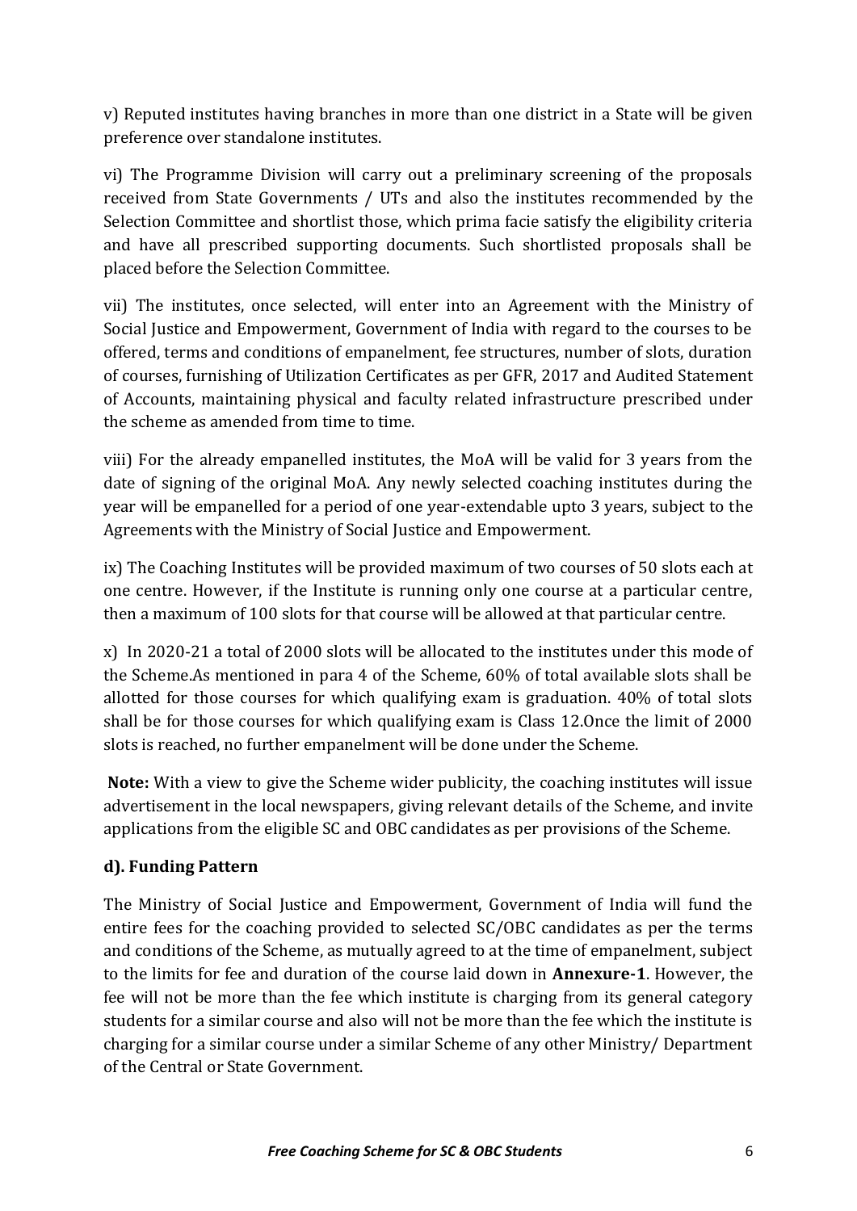v) Reputed institutes having branches in more than one district in a State will be given preference over standalone institutes.

vi) The Programme Division will carry out a preliminary screening of the proposals received from State Governments / UTs and also the institutes recommended by the Selection Committee and shortlist those, which prima facie satisfy the eligibility criteria and have all prescribed supporting documents. Such shortlisted proposals shall be placed before the Selection Committee.

vii) The institutes, once selected, will enter into an Agreement with the Ministry of Social Justice and Empowerment, Government of India with regard to the courses to be offered, terms and conditions of empanelment, fee structures, number of slots, duration of courses, furnishing of Utilization Certificates as per GFR, 2017 and Audited Statement of Accounts, maintaining physical and faculty related infrastructure prescribed under the scheme as amended from time to time.

viii) For the already empanelled institutes, the MoA will be valid for 3 years from the date of signing of the original MoA. Any newly selected coaching institutes during the year will be empanelled for a period of one year-extendable upto 3 years, subject to the Agreements with the Ministry of Social Justice and Empowerment.

ix) The Coaching Institutes will be provided maximum of two courses of 50 slots each at one centre. However, if the Institute is running only one course at a particular centre, then a maximum of 100 slots for that course will be allowed at that particular centre.

x) In 2020-21 a total of 2000 slots will be allocated to the institutes under this mode of the Scheme.As mentioned in para 4 of the Scheme, 60% of total available slots shall be allotted for those courses for which qualifying exam is graduation. 40% of total slots shall be for those courses for which qualifying exam is Class 12.Once the limit of 2000 slots is reached, no further empanelment will be done under the Scheme.

**Note:** With a view to give the Scheme wider publicity, the coaching institutes will issue advertisement in the local newspapers, giving relevant details of the Scheme, and invite applications from the eligible SC and OBC candidates as per provisions of the Scheme.

### d). Funding Pattern

The Ministry of Social Justice and Empowerment, Government of India will fund the entire fees for the coaching provided to selected SC/OBC candidates as per the terms and conditions of the Scheme, as mutually agreed to at the time of empanelment, subject to the limits for fee and duration of the course laid down in **Annexure-1**. However, the fee will not be more than the fee which institute is charging from its general category students for a similar course and also will not be more than the fee which the institute is charging for a similar course under a similar Scheme of any other Ministry/ Department of the Central or State Government.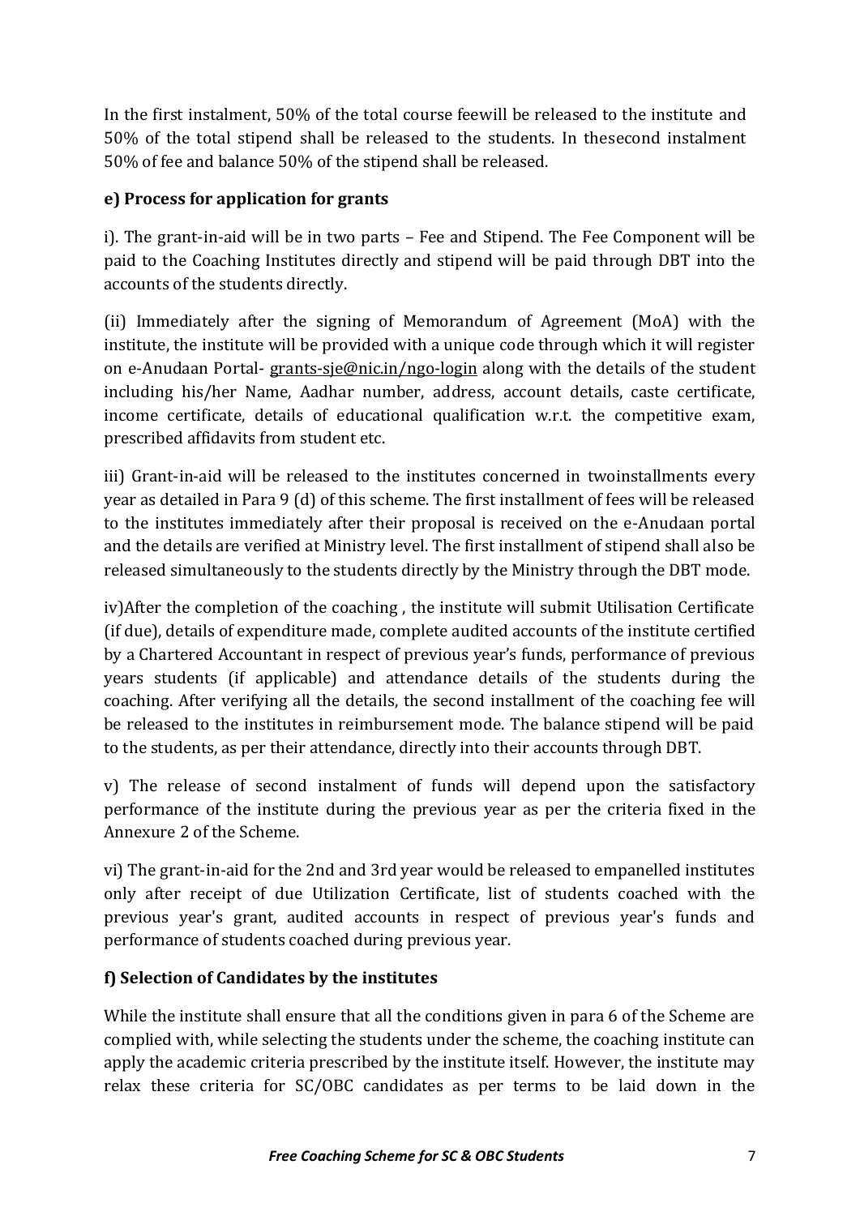In the first instalment, 50% of the total course feewill be released to the institute and 50% of the total stipend shall be released to the students. In thesecond instalment 50% of fee and balance 50% of the stipend shall be released.

**e) Process for application for grants**

i). The grant-in-aid will be in two parts – Fee and Stipend. The Fee Component will be paid to the Coaching Institutes directly and stipend will be paid through DBT into the accounts of the students directly.

(ii) Immediately after the signing of Memorandum of Agreement (MoA) with the institute, the institute will be provided with a unique code through which it will register on e-Anudaan Portal- grants-sje@nic.in/ngo-login along with the details of the student including his/her Name, Aadhar number, address, account details, caste certificate, income certificate, details of educational qualification w.r.t. the competitive exam, prescribed affidavits from student etc.

iii) Grant-in-aid will be released to the institutes concerned in twoinstallments every year as detailed in Para 9 (d) of this scheme. The first installment of fees will be released to the institutes immediately after their proposal is received on the e-Anudaan portal and the details are verified at Ministry level. The first installment of stipend shall also be released simultaneously to the students directly by the Ministry through the DBT mode.

iv)After the completion of the coaching , the institute will submit Utilisation Certificate (if due), details of expenditure made, complete audited accounts of the institute certified by a Chartered Accountant in respect of previous year's funds, performance of previous years students (if applicable) and attendance details of the students during the coaching. After verifying all the details, the second installment of the coaching fee will be released to the institutes in reimbursement mode. The balance stipend will be paid to the students, as per their attendance, directly into their accounts through DBT.

v) The release of second instalment of funds will depend upon the satisfactory performance of the institute during the previous year as per the criteria fixed in the Annexure 2 of the Scheme.

vi) The grant-in-aid for the 2nd and 3rd year would be released to empanelled institutes only after receipt of due Utilization Certificate, list of students coached with the previous year's grant, audited accounts in respect of previous year's funds and performance of students coached during previous year.

**f) Selection of Candidates by the institutes**

While the institute shall ensure that all the conditions given in para 6 of the Scheme are complied with, while selecting the students under the scheme, the coaching institute can apply the academic criteria prescribed by the institute itself. However, the institute may relax these criteria for SC/OBC candidates as per terms to be laid down in the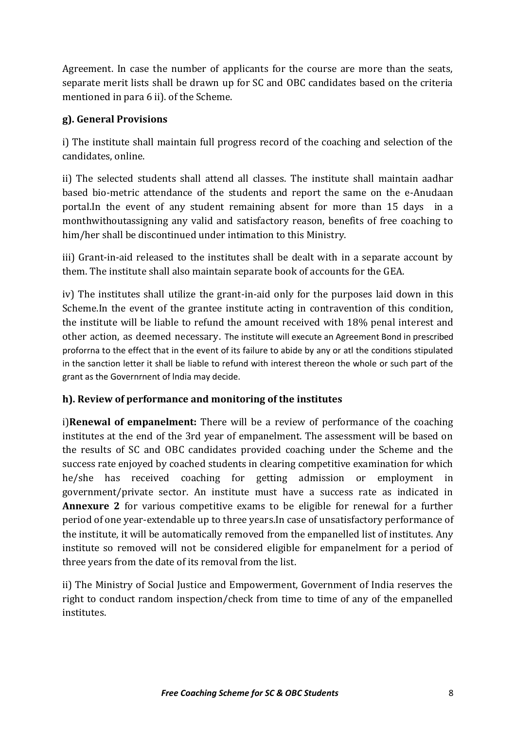Agreement. In case the number of applicants for the course are more than the seats, separate merit lists shall be drawn up for SC and OBC candidates based on the criteria mentioned in para 6 ii). of the Scheme.

### g). General Provisions

i) The institute shall maintain full progress record of the coaching and selection of the candidates, online.

ii) The selected students shall attend all classes. The institute shall maintain aadhar based bio-metric attendance of the students and report the same on the e-Anudaan portal.In the event of any student remaining absent for more than 15 days in a monthwithoutassigning any valid and satisfactory reason, benefits of free coaching to him/her shall be discontinued under intimation to this Ministry.

iii) Grant-in-aid released to the institutes shall be dealt with in a separate account by them. The institute shall also maintain separate book of accounts for the GEA.

iv) The institutes shall utilize the grant-in-aid only for the purposes laid down in this Scheme.In the event of the grantee institute acting in contravention of this condition, the institute will be liable to refund the amount received with 18% penal interest and other action, as deemed necessary. The institute will execute an Agreement Bond in prescribed proforrna to the effect that in the event of its failure to abide by any or atl the conditions stipulated in the sanction letter it shall be liable to refund with interest thereon the whole or such part of the grant as the Governrnent of lndia may decide.

### h). Review of performance and monitoring of the institutes

i)**Renewal of empanelment:** There will be a review of performance of the coaching institutes at the end of the 3rd year of empanelment. The assessment will be based on the results of SC and OBC candidates provided coaching under the Scheme and the success rate enjoyed by coached students in clearing competitive examination for which he/she has received coaching for getting admission or employment in government/private sector. An institute must have a success rate as indicated in **Annexure 2** for various competitive exams to be eligible for renewal for a further period of one year-extendable up to three years.In case of unsatisfactory performance of the institute, it will be automatically removed from the empanelled list of institutes. Any institute so removed will not be considered eligible for empanelment for a period of three years from the date of its removal from the list.

ii) The Ministry of Social Justice and Empowerment, Government of India reserves the right to conduct random inspection/check from time to time of any of the empanelled institutes.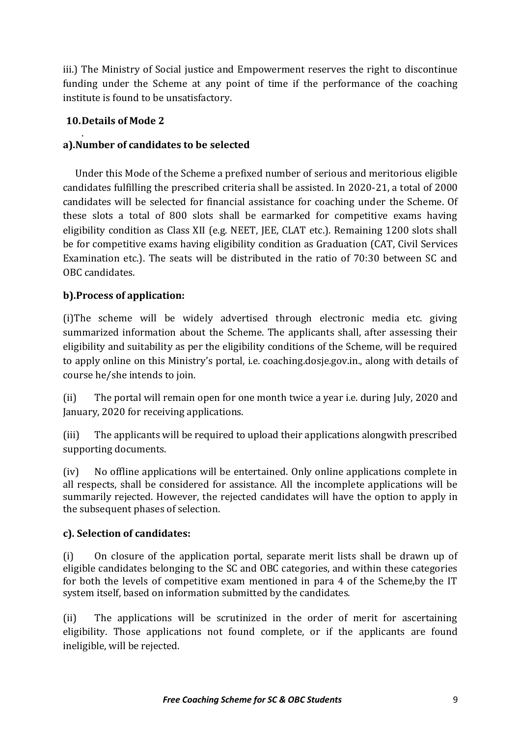iii.) The Ministry of Social justice and Empowerment reserves the right to discontinue funding under the Scheme at any point of time if the performance of the coaching institute is found to be unsatisfactory.

## 10. Details of Mode 2

### a). Number of candidates to be selected

Under this Mode of the Scheme a prefixed number of serious and meritorious eligible candidates fulfilling the prescribed criteria shall be assisted. In 2020-21, a total of 2000 candidates will be selected for financial assistance for coaching under the Scheme. Of these slots a total of 800 slots shall be earmarked for competitive exams having eligibility condition as Class XII (e.g. NEET, JEE, CLAT etc.). Remaining 1200 slots shall be for competitive exams having eligibility condition as Graduation (CAT, Civil Services Examination etc.). The seats will be distributed in the ratio of 70:30 between SC and OBC candidates.

### b). Process of application:

(i) The scheme will be widely advertised through electronic media etc. giving summarized information about the Scheme. The applicants shall, after assessing their eligibility and suitability as per the eligibility conditions of the Scheme, will be required to apply online on this Ministry's portal, i.e. coaching.dosje.gov.in., along with details of course he/she intends to join.

(ii) The portal will remain open for one month twice a year i.e. during July, 2020 and January, 2020 for receiving applications.

(iii) The applicants will be required to upload their applications alongwith prescribed supporting documents.

(iv) No offline applications will be entertained. Only online applications complete in all respects, shall be considered for assistance. All the incomplete applications will be summarily rejected. However, the rejected candidates will have the option to apply in the subsequent phases of selection.

### c). Selection of candidates:

(i) On closure of the application portal, separate merit lists shall be drawn up of eligible candidates belonging to the SC and OBC categories, and within these categories for both the levels of competitive exam mentioned in para 4 of the Scheme,by the IT system itself, based on information submitted by the candidates.

(ii) The applications will be scrutinized in the order of merit for ascertaining eligibility. Those applications not found complete, or if the applicants are found ineligible, will be rejected.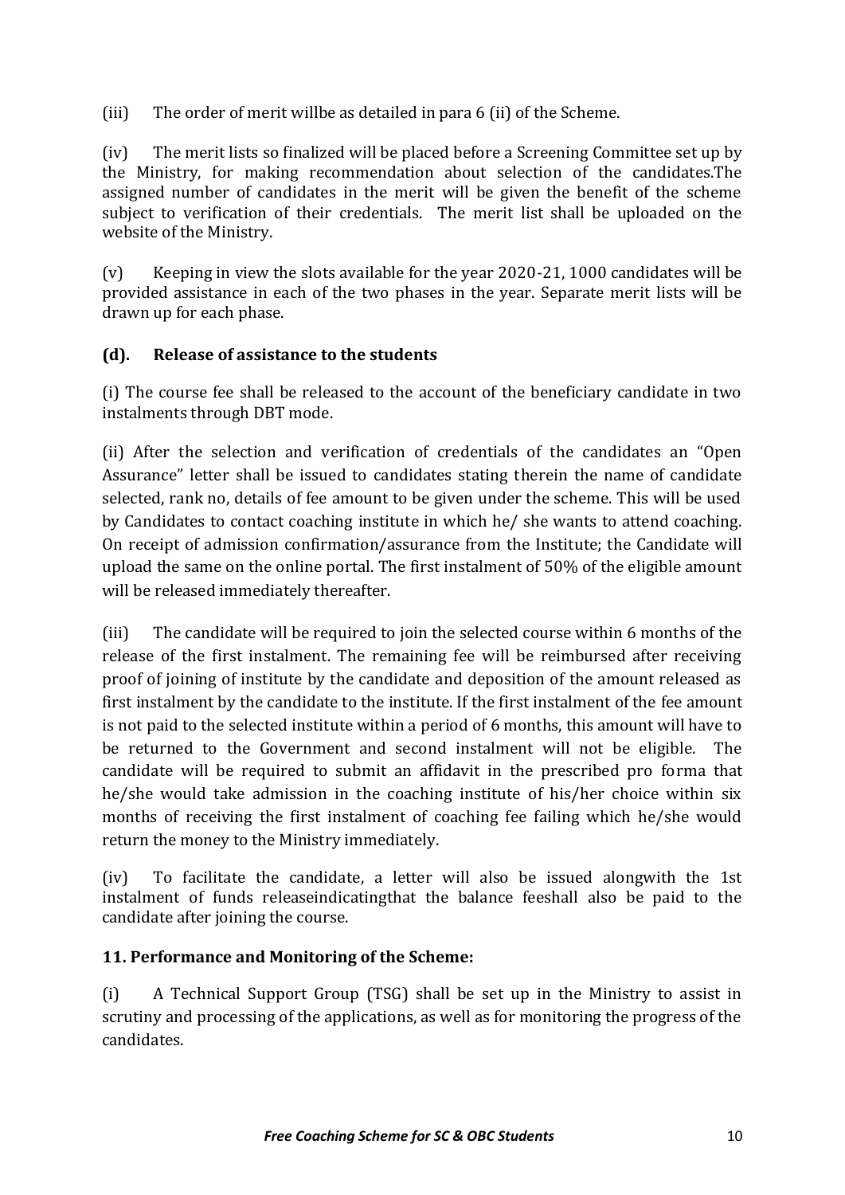(iii) The order of merit willbe as detailed in para 6 (ii) of the Scheme.

(iv) The merit lists so finalized will be placed before a Screening Committee set up by the Ministry, for making recommendation about selection of the candidates.The assigned number of candidates in the merit will be given the benefit of the scheme subject to verification of their credentials. The merit list shall be uploaded on the website of the Ministry.

(v) Keeping in view the slots available for the year 2020-21, 1000 candidates will be provided assistance in each of the two phases in the year. Separate merit lists will be drawn up for each phase.

**(d). Release of assistance to the students**

(i) The course fee shall be released to the account of the beneficiary candidate in two instalments through DBT mode.

(ii) After the selection and verification of credentials of the candidates an "Open Assurance" letter shall be issued to candidates stating therein the name of candidate selected, rank no, details of fee amount to be given under the scheme. This will be used by Candidates to contact coaching institute in which he/ she wants to attend coaching. On receipt of admission confirmation/assurance from the Institute; the Candidate will upload the same on the online portal. The first instalment of 50% of the eligible amount will be released immediately thereafter.

(iii) The candidate will be required to join the selected course within 6 months of the release of the first instalment. The remaining fee will be reimbursed after receiving proof of joining of institute by the candidate and deposition of the amount released as first instalment by the candidate to the institute. If the first instalment of the fee amount is not paid to the selected institute within a period of 6 months, this amount will have to be returned to the Government and second instalment will not be eligible. The candidate will be required to submit an affidavit in the prescribed pro forma that he/she would take admission in the coaching institute of his/her choice within six months of receiving the first instalment of coaching fee failing which he/she would return the money to the Ministry immediately.

(iv) To facilitate the candidate, a letter will also be issued alongwith the 1st instalment of funds releaseindicatingthat the balance feeshall also be paid to the candidate after joining the course.

**11. Performance and Monitoring of the Scheme:**

(i) A Technical Support Group (TSG) shall be set up in the Ministry to assist in scrutiny and processing of the applications, as well as for monitoring the progress of the candidates.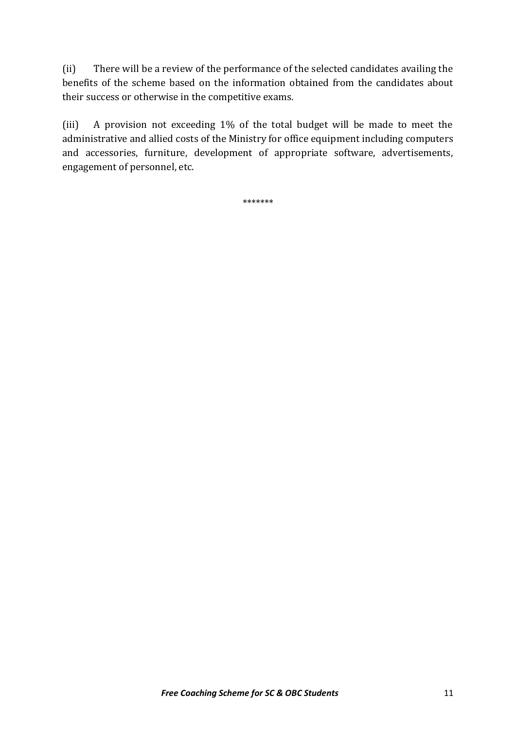(ii) There will be a review of the performance of the selected candidates availing the benefits of the scheme based on the information obtained from the candidates about their success or otherwise in the competitive exams.

(iii) A provision not exceeding 1% of the total budget will be made to meet the administrative and allied costs of the Ministry for office equipment including computers and accessories, furniture, development of appropriate software, advertisements, engagement of personnel, etc.

*******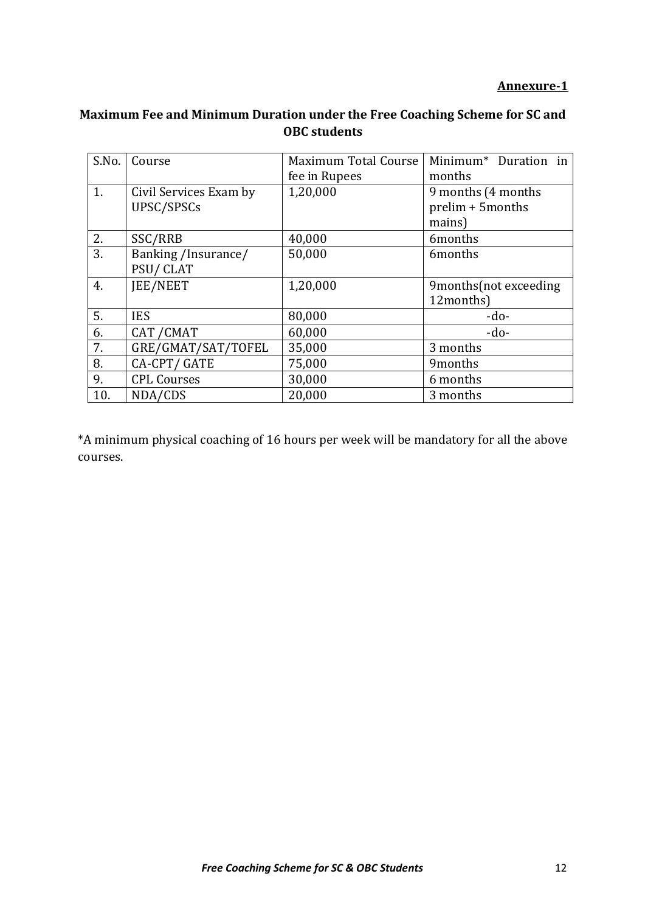**Annexure-1**

## Maximum Fee and Minimum Duration under the Free Coaching Scheme for SC and OBC students

| S.No. | Course | Maximum Total Course fee in Rupees | Minimum* Duration in months |
|---|---|---|---|
| 1. | Civil Services Exam by UPSC/SPSCs | 1,20,000 | 9 months (4 months prelim + 5months mains) |
| 2. | SSC/RRB | 40,000 | 6months |
| 3. | Banking /Insurance/ PSU/ CLAT | 50,000 | 6months |
| 4. | JEE/NEET | 1,20,000 | 9months(not exceeding 12months) |
| 5. | IES | 80,000 | -do- |
| 6. | CAT /CMAT | 60,000 | -do- |
| 7. | GRE/GMAT/SAT/TOFEL | 35,000 | 3 months |
| 8. | CA-CPT/ GATE | 75,000 | 9months |
| 9. | CPL Courses | 30,000 | 6 months |
| 10. | NDA/CDS | 20,000 | 3 months |

*A minimum physical coaching of 16 hours per week will be mandatory for all the above courses.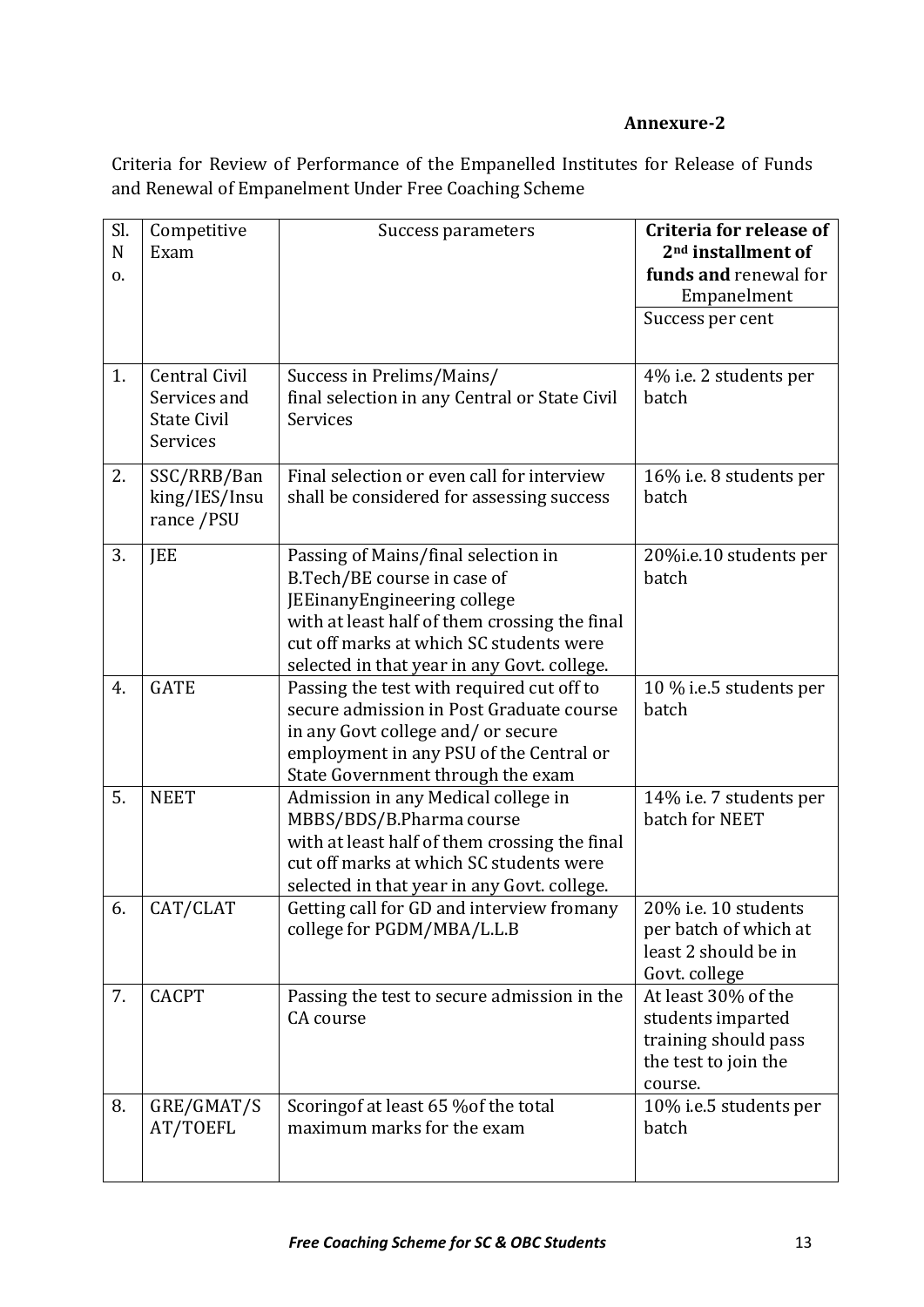**Annexure-2**

Criteria for Review of Performance of the Empanelled Institutes for Release of Funds and Renewal of Empanelment Under Free Coaching Scheme

| Sl. No. | Competitive Exam | Success parameters | **Criteria for release of 2nd installment of funds and** renewal for Empanelment |
|---|---|---|---|
| | | | Success per cent |
| 1. | Central Civil Services and State Civil Services | Success in Prelims/Mains/ final selection in any Central or State Civil Services | 4% i.e. 2 students per batch |
| 2. | SSC/RRB/Banking/IES/Insurance /PSU | Final selection or even call for interview shall be considered for assessing success | 16% i.e. 8 students per batch |
| 3. | JEE | Passing of Mains/final selection in B.Tech/BE course in case of JEEinanyEngineering college with at least half of them crossing the final cut off marks at which SC students were selected in that year in any Govt. college. | 20%i.e.10 students per batch |
| 4. | GATE | Passing the test with required cut off to secure admission in Post Graduate course in any Govt college and/ or secure employment in any PSU of the Central or State Government through the exam | 10 % i.e.5 students per batch |
| 5. | NEET | Admission in any Medical college in MBBS/BDS/B.Pharma course with at least half of them crossing the final cut off marks at which SC students were selected in that year in any Govt. college. | 14% i.e. 7 students per batch for NEET |
| 6. | CAT/CLAT | Getting call for GD and interview fromany college for PGDM/MBA/L.L.B | 20% i.e. 10 students per batch of which at least 2 should be in Govt. college |
| 7. | CACPT | Passing the test to secure admission in the CA course | At least 30% of the students imparted training should pass the test to join the course. |
| 8. | GRE/GMAT/SAT/TOEFL | Scoringof at least 65 %of the total maximum marks for the exam | 10% i.e.5 students per batch |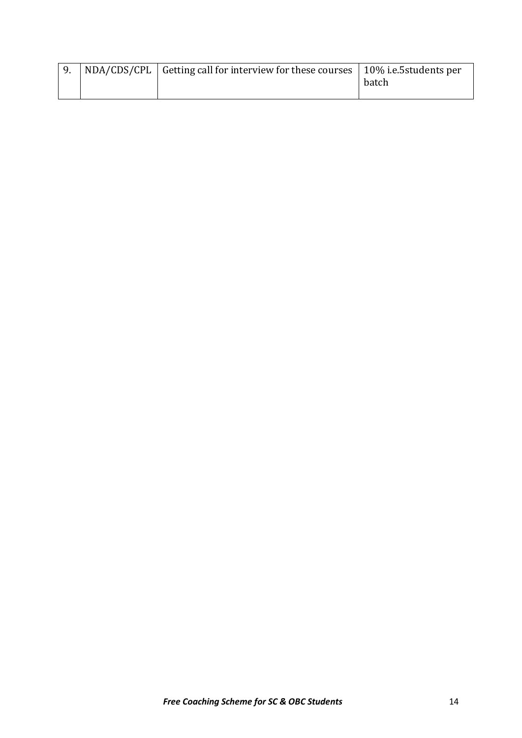| | | | |
|---|---|---|---|
| 9. | NDA/CDS/CPL | Getting call for interview for these courses | 10% i.e.5students per batch |